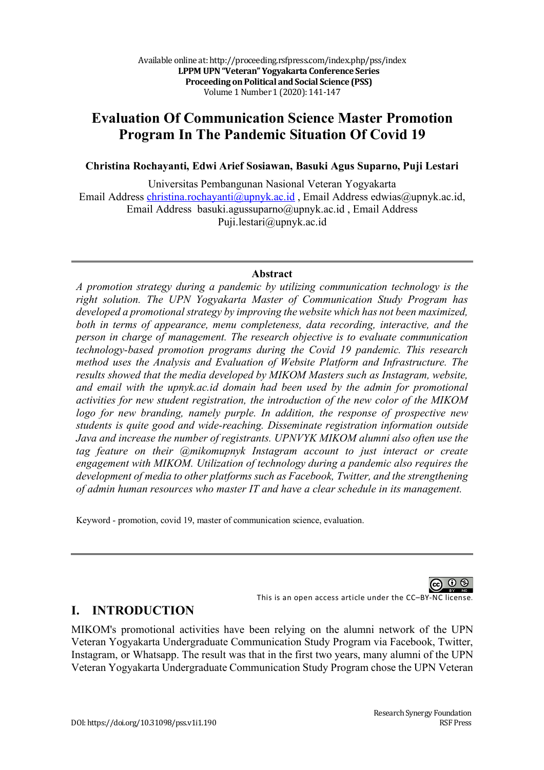# Evaluation Of Communication Science Master Promotion Program In The Pandemic Situation Of Covid 19

**Christina Rochayanti, Edwi Arief Sosiawan, Basuki Agus Suparno, Puji Lestari**

Universitas Pembangunan Nasional Veteran Yogyakarta
Email Address christina.rochayanti@upnyk.ac.id , Email Address edwias@upnyk.ac.id, Email Address basuki.agussuparno@upnyk.ac.id , Email Address Puji.lestari@upnyk.ac.id

---

**Abstract**

*A promotion strategy during a pandemic by utilizing communication technology is the right solution. The UPN Yogyakarta Master of Communication Study Program has developed a promotional strategy by improving the website which has not been maximized, both in terms of appearance, menu completeness, data recording, interactive, and the person in charge of management. The research objective is to evaluate communication technology-based promotion programs during the Covid 19 pandemic. This research method uses the Analysis and Evaluation of Website Platform and Infrastructure. The results showed that the media developed by MIKOM Masters such as Instagram, website, and email with the upnyk.ac.id domain had been used by the admin for promotional activities for new student registration, the introduction of the new color of the MIKOM logo for new branding, namely purple. In addition, the response of prospective new students is quite good and wide-reaching. Disseminate registration information outside Java and increase the number of registrants. UPNVYK MIKOM alumni also often use the tag feature on their @mikomupnyk Instagram account to just interact or create engagement with MIKOM. Utilization of technology during a pandemic also requires the development of media to other platforms such as Facebook, Twitter, and the strengthening of admin human resources who master IT and have a clear schedule in its management.*

Keyword - promotion, covid 19, master of communication science, evaluation.

---

This is an open access article under the CC–BY-NC license.

## I. INTRODUCTION

MIKOM's promotional activities have been relying on the alumni network of the UPN Veteran Yogyakarta Undergraduate Communication Study Program via Facebook, Twitter, Instagram, or Whatsapp. The result was that in the first two years, many alumni of the UPN Veteran Yogyakarta Undergraduate Communication Study Program chose the UPN Veteran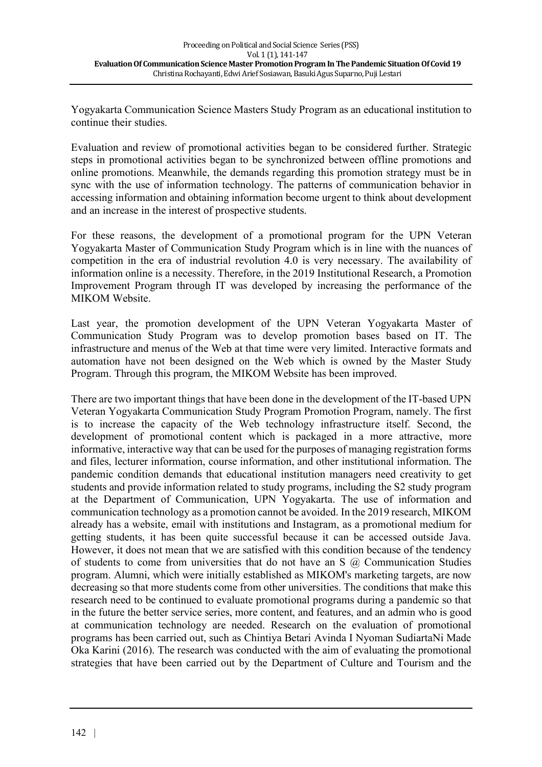Yogyakarta Communication Science Masters Study Program as an educational institution to continue their studies.

Evaluation and review of promotional activities began to be considered further. Strategic steps in promotional activities began to be synchronized between offline promotions and online promotions. Meanwhile, the demands regarding this promotion strategy must be in sync with the use of information technology. The patterns of communication behavior in accessing information and obtaining information become urgent to think about development and an increase in the interest of prospective students.

For these reasons, the development of a promotional program for the UPN Veteran Yogyakarta Master of Communication Study Program which is in line with the nuances of competition in the era of industrial revolution 4.0 is very necessary. The availability of information online is a necessity. Therefore, in the 2019 Institutional Research, a Promotion Improvement Program through IT was developed by increasing the performance of the MIKOM Website.

Last year, the promotion development of the UPN Veteran Yogyakarta Master of Communication Study Program was to develop promotion bases based on IT. The infrastructure and menus of the Web at that time were very limited. Interactive formats and automation have not been designed on the Web which is owned by the Master Study Program. Through this program, the MIKOM Website has been improved.

There are two important things that have been done in the development of the IT-based UPN Veteran Yogyakarta Communication Study Program Promotion Program, namely. The first is to increase the capacity of the Web technology infrastructure itself. Second, the development of promotional content which is packaged in a more attractive, more informative, interactive way that can be used for the purposes of managing registration forms and files, lecturer information, course information, and other institutional information. The pandemic condition demands that educational institution managers need creativity to get students and provide information related to study programs, including the S2 study program at the Department of Communication, UPN Yogyakarta. The use of information and communication technology as a promotion cannot be avoided. In the 2019 research, MIKOM already has a website, email with institutions and Instagram, as a promotional medium for getting students, it has been quite successful because it can be accessed outside Java. However, it does not mean that we are satisfied with this condition because of the tendency of students to come from universities that do not have an S @ Communication Studies program. Alumni, which were initially established as MIKOM's marketing targets, are now decreasing so that more students come from other universities. The conditions that make this research need to be continued to evaluate promotional programs during a pandemic so that in the future the better service series, more content, and features, and an admin who is good at communication technology are needed. Research on the evaluation of promotional programs has been carried out, such as Chintiya Betari Avinda I Nyoman SudiartaNi Made Oka Karini (2016). The research was conducted with the aim of evaluating the promotional strategies that have been carried out by the Department of Culture and Tourism and the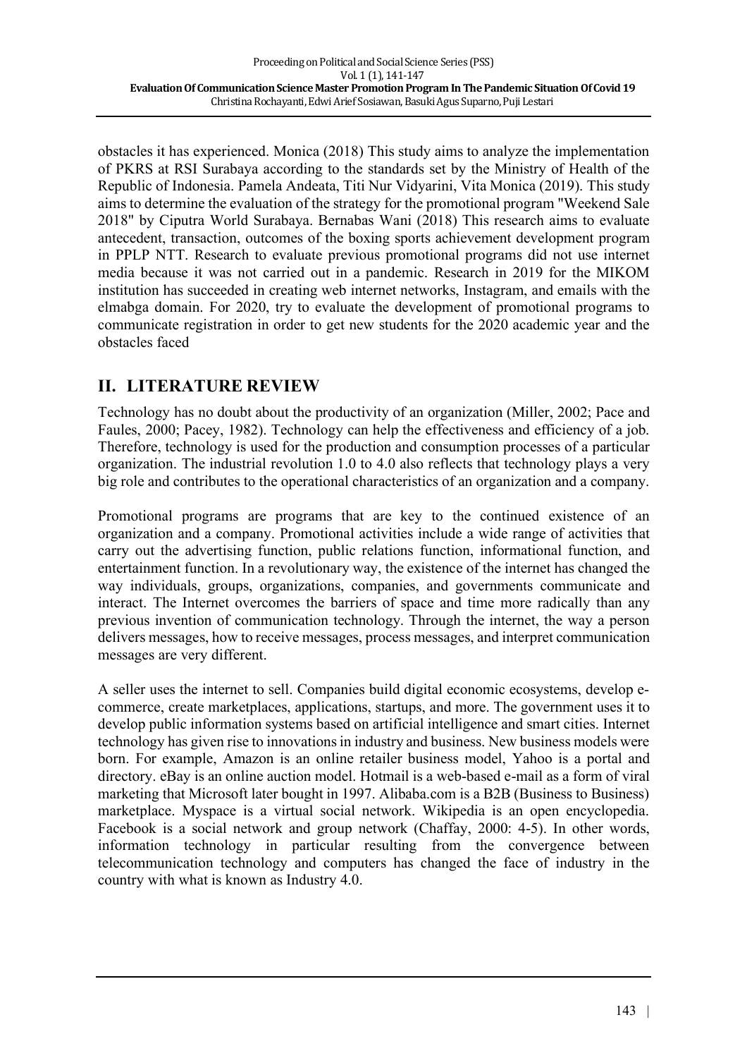obstacles it has experienced. Monica (2018) This study aims to analyze the implementation of PKRS at RSI Surabaya according to the standards set by the Ministry of Health of the Republic of Indonesia. Pamela Andeata, Titi Nur Vidyarini, Vita Monica (2019). This study aims to determine the evaluation of the strategy for the promotional program "Weekend Sale 2018" by Ciputra World Surabaya. Bernabas Wani (2018) This research aims to evaluate antecedent, transaction, outcomes of the boxing sports achievement development program in PPLP NTT. Research to evaluate previous promotional programs did not use internet media because it was not carried out in a pandemic. Research in 2019 for the MIKOM institution has succeeded in creating web internet networks, Instagram, and emails with the elmabga domain. For 2020, try to evaluate the development of promotional programs to communicate registration in order to get new students for the 2020 academic year and the obstacles faced

## II. LITERATURE REVIEW

Technology has no doubt about the productivity of an organization (Miller, 2002; Pace and Faules, 2000; Pacey, 1982). Technology can help the effectiveness and efficiency of a job. Therefore, technology is used for the production and consumption processes of a particular organization. The industrial revolution 1.0 to 4.0 also reflects that technology plays a very big role and contributes to the operational characteristics of an organization and a company.

Promotional programs are programs that are key to the continued existence of an organization and a company. Promotional activities include a wide range of activities that carry out the advertising function, public relations function, informational function, and entertainment function. In a revolutionary way, the existence of the internet has changed the way individuals, groups, organizations, companies, and governments communicate and interact. The Internet overcomes the barriers of space and time more radically than any previous invention of communication technology. Through the internet, the way a person delivers messages, how to receive messages, process messages, and interpret communication messages are very different.

A seller uses the internet to sell. Companies build digital economic ecosystems, develop e-commerce, create marketplaces, applications, startups, and more. The government uses it to develop public information systems based on artificial intelligence and smart cities. Internet technology has given rise to innovations in industry and business. New business models were born. For example, Amazon is an online retailer business model, Yahoo is a portal and directory. eBay is an online auction model. Hotmail is a web-based e-mail as a form of viral marketing that Microsoft later bought in 1997. Alibaba.com is a B2B (Business to Business) marketplace. Myspace is a virtual social network. Wikipedia is an open encyclopedia. Facebook is a social network and group network (Chaffay, 2000: 4-5). In other words, information technology in particular resulting from the convergence between telecommunication technology and computers has changed the face of industry in the country with what is known as Industry 4.0.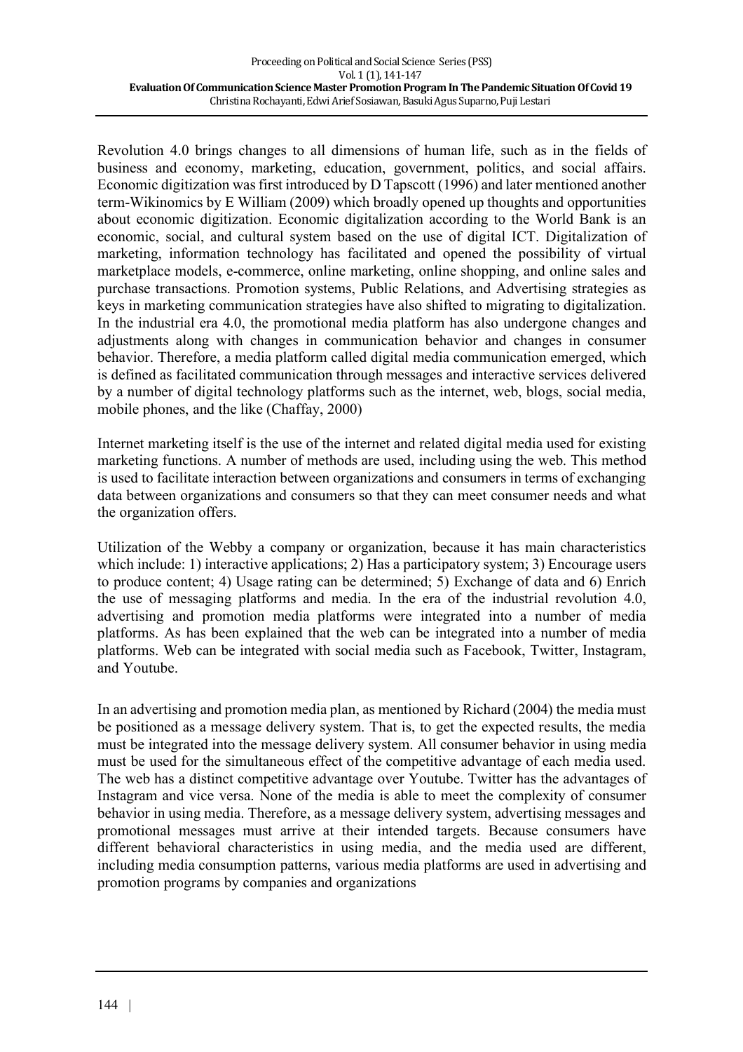Revolution 4.0 brings changes to all dimensions of human life, such as in the fields of business and economy, marketing, education, government, politics, and social affairs. Economic digitization was first introduced by D Tapscott (1996) and later mentioned another term-Wikinomics by E William (2009) which broadly opened up thoughts and opportunities about economic digitization. Economic digitalization according to the World Bank is an economic, social, and cultural system based on the use of digital ICT. Digitalization of marketing, information technology has facilitated and opened the possibility of virtual marketplace models, e-commerce, online marketing, online shopping, and online sales and purchase transactions. Promotion systems, Public Relations, and Advertising strategies as keys in marketing communication strategies have also shifted to migrating to digitalization. In the industrial era 4.0, the promotional media platform has also undergone changes and adjustments along with changes in communication behavior and changes in consumer behavior. Therefore, a media platform called digital media communication emerged, which is defined as facilitated communication through messages and interactive services delivered by a number of digital technology platforms such as the internet, web, blogs, social media, mobile phones, and the like (Chaffay, 2000)

Internet marketing itself is the use of the internet and related digital media used for existing marketing functions. A number of methods are used, including using the web. This method is used to facilitate interaction between organizations and consumers in terms of exchanging data between organizations and consumers so that they can meet consumer needs and what the organization offers.

Utilization of the Webby a company or organization, because it has main characteristics which include: 1) interactive applications; 2) Has a participatory system; 3) Encourage users to produce content; 4) Usage rating can be determined; 5) Exchange of data and 6) Enrich the use of messaging platforms and media. In the era of the industrial revolution 4.0, advertising and promotion media platforms were integrated into a number of media platforms. As has been explained that the web can be integrated into a number of media platforms. Web can be integrated with social media such as Facebook, Twitter, Instagram, and Youtube.

In an advertising and promotion media plan, as mentioned by Richard (2004) the media must be positioned as a message delivery system. That is, to get the expected results, the media must be integrated into the message delivery system. All consumer behavior in using media must be used for the simultaneous effect of the competitive advantage of each media used. The web has a distinct competitive advantage over Youtube. Twitter has the advantages of Instagram and vice versa. None of the media is able to meet the complexity of consumer behavior in using media. Therefore, as a message delivery system, advertising messages and promotional messages must arrive at their intended targets. Because consumers have different behavioral characteristics in using media, and the media used are different, including media consumption patterns, various media platforms are used in advertising and promotion programs by companies and organizations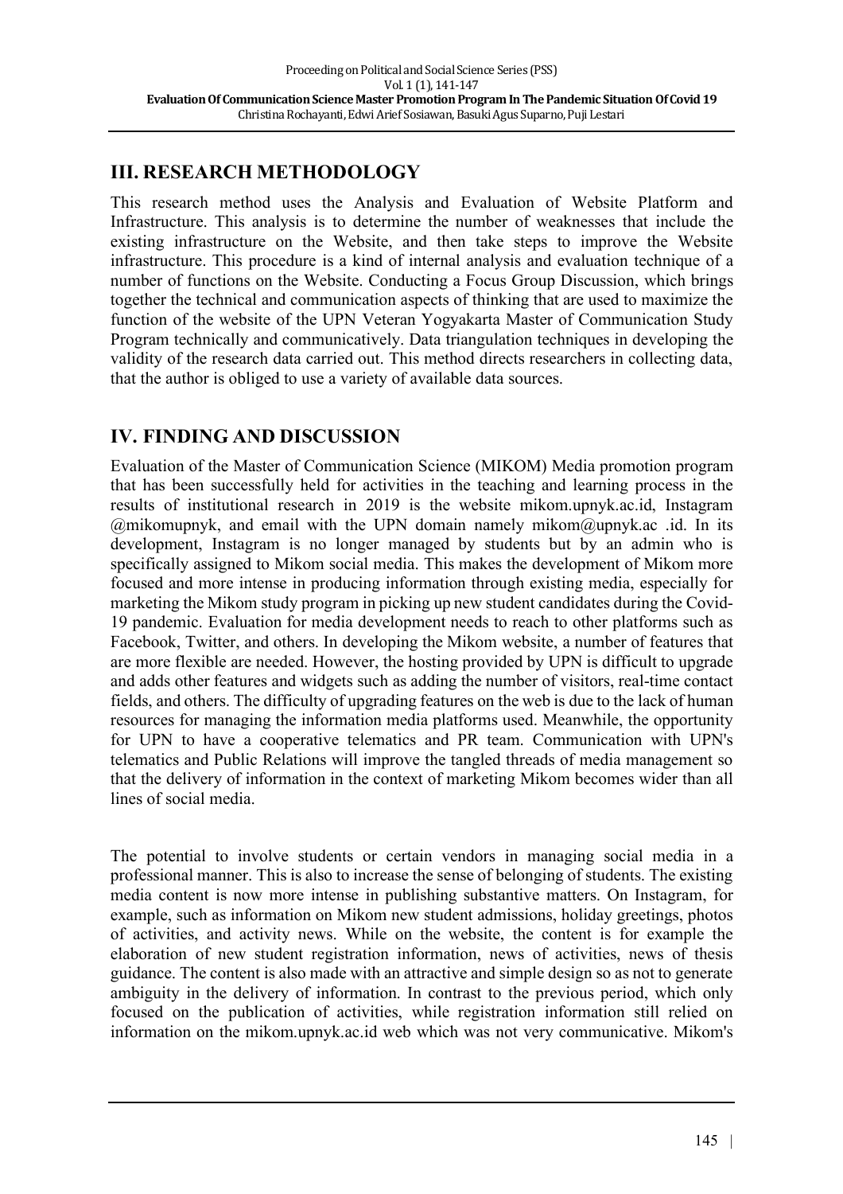## III. RESEARCH METHODOLOGY

This research method uses the Analysis and Evaluation of Website Platform and Infrastructure. This analysis is to determine the number of weaknesses that include the existing infrastructure on the Website, and then take steps to improve the Website infrastructure. This procedure is a kind of internal analysis and evaluation technique of a number of functions on the Website. Conducting a Focus Group Discussion, which brings together the technical and communication aspects of thinking that are used to maximize the function of the website of the UPN Veteran Yogyakarta Master of Communication Study Program technically and communicatively. Data triangulation techniques in developing the validity of the research data carried out. This method directs researchers in collecting data, that the author is obliged to use a variety of available data sources.

## IV. FINDING AND DISCUSSION

Evaluation of the Master of Communication Science (MIKOM) Media promotion program that has been successfully held for activities in the teaching and learning process in the results of institutional research in 2019 is the website mikom.upnyk.ac.id, Instagram @mikomupnyk, and email with the UPN domain namely mikom@upnyk.ac .id. In its development, Instagram is no longer managed by students but by an admin who is specifically assigned to Mikom social media. This makes the development of Mikom more focused and more intense in producing information through existing media, especially for marketing the Mikom study program in picking up new student candidates during the Covid-19 pandemic. Evaluation for media development needs to reach to other platforms such as Facebook, Twitter, and others. In developing the Mikom website, a number of features that are more flexible are needed. However, the hosting provided by UPN is difficult to upgrade and adds other features and widgets such as adding the number of visitors, real-time contact fields, and others. The difficulty of upgrading features on the web is due to the lack of human resources for managing the information media platforms used. Meanwhile, the opportunity for UPN to have a cooperative telematics and PR team. Communication with UPN's telematics and Public Relations will improve the tangled threads of media management so that the delivery of information in the context of marketing Mikom becomes wider than all lines of social media.

The potential to involve students or certain vendors in managing social media in a professional manner. This is also to increase the sense of belonging of students. The existing media content is now more intense in publishing substantive matters. On Instagram, for example, such as information on Mikom new student admissions, holiday greetings, photos of activities, and activity news. While on the website, the content is for example the elaboration of new student registration information, news of activities, news of thesis guidance. The content is also made with an attractive and simple design so as not to generate ambiguity in the delivery of information. In contrast to the previous period, which only focused on the publication of activities, while registration information still relied on information on the mikom.upnyk.ac.id web which was not very communicative. Mikom's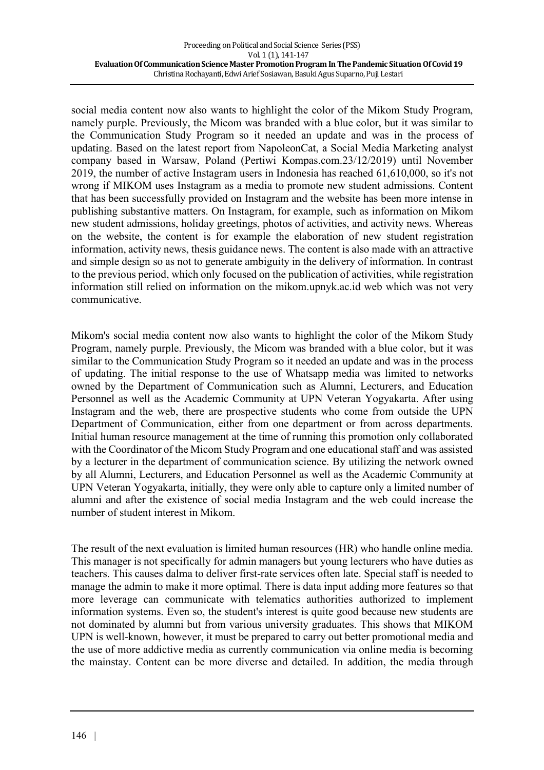social media content now also wants to highlight the color of the Mikom Study Program, namely purple. Previously, the Micom was branded with a blue color, but it was similar to the Communication Study Program so it needed an update and was in the process of updating. Based on the latest report from NapoleonCat, a Social Media Marketing analyst company based in Warsaw, Poland (Pertiwi Kompas.com.23/12/2019) until November 2019, the number of active Instagram users in Indonesia has reached 61,610,000, so it's not wrong if MIKOM uses Instagram as a media to promote new student admissions. Content that has been successfully provided on Instagram and the website has been more intense in publishing substantive matters. On Instagram, for example, such as information on Mikom new student admissions, holiday greetings, photos of activities, and activity news. Whereas on the website, the content is for example the elaboration of new student registration information, activity news, thesis guidance news. The content is also made with an attractive and simple design so as not to generate ambiguity in the delivery of information. In contrast to the previous period, which only focused on the publication of activities, while registration information still relied on information on the mikom.upnyk.ac.id web which was not very communicative.

Mikom's social media content now also wants to highlight the color of the Mikom Study Program, namely purple. Previously, the Micom was branded with a blue color, but it was similar to the Communication Study Program so it needed an update and was in the process of updating. The initial response to the use of Whatsapp media was limited to networks owned by the Department of Communication such as Alumni, Lecturers, and Education Personnel as well as the Academic Community at UPN Veteran Yogyakarta. After using Instagram and the web, there are prospective students who come from outside the UPN Department of Communication, either from one department or from across departments. Initial human resource management at the time of running this promotion only collaborated with the Coordinator of the Micom Study Program and one educational staff and was assisted by a lecturer in the department of communication science. By utilizing the network owned by all Alumni, Lecturers, and Education Personnel as well as the Academic Community at UPN Veteran Yogyakarta, initially, they were only able to capture only a limited number of alumni and after the existence of social media Instagram and the web could increase the number of student interest in Mikom.

The result of the next evaluation is limited human resources (HR) who handle online media. This manager is not specifically for admin managers but young lecturers who have duties as teachers. This causes dalma to deliver first-rate services often late. Special staff is needed to manage the admin to make it more optimal. There is data input adding more features so that more leverage can communicate with telematics authorities authorized to implement information systems. Even so, the student's interest is quite good because new students are not dominated by alumni but from various university graduates. This shows that MIKOM UPN is well-known, however, it must be prepared to carry out better promotional media and the use of more addictive media as currently communication via online media is becoming the mainstay. Content can be more diverse and detailed. In addition, the media through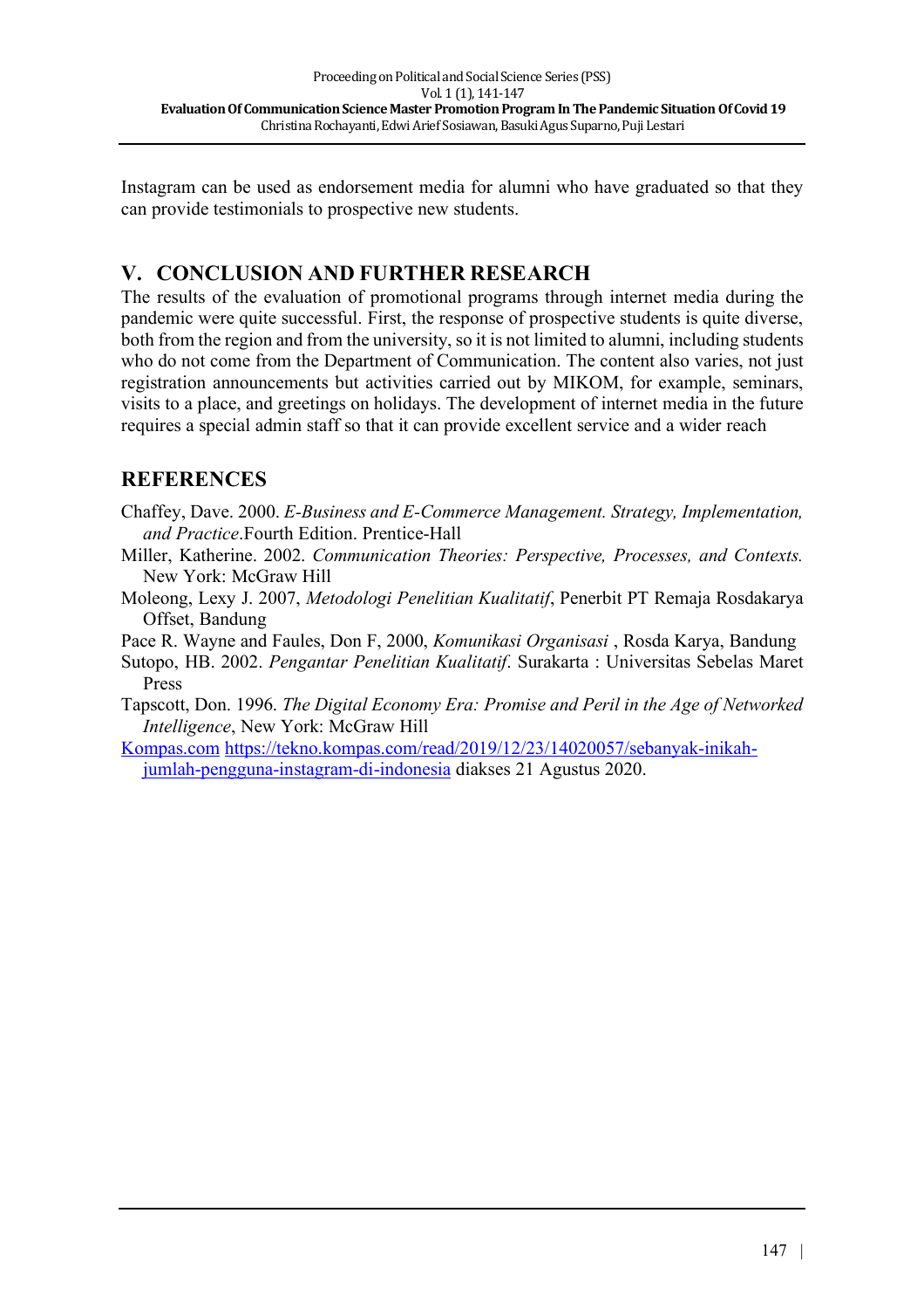Instagram can be used as endorsement media for alumni who have graduated so that they can provide testimonials to prospective new students.

## V. CONCLUSION AND FURTHER RESEARCH

The results of the evaluation of promotional programs through internet media during the pandemic were quite successful. First, the response of prospective students is quite diverse, both from the region and from the university, so it is not limited to alumni, including students who do not come from the Department of Communication. The content also varies, not just registration announcements but activities carried out by MIKOM, for example, seminars, visits to a place, and greetings on holidays. The development of internet media in the future requires a special admin staff so that it can provide excellent service and a wider reach

## REFERENCES

Chaffey, Dave. 2000. *E-Business and E-Commerce Management. Strategy, Implementation, and Practice*.Fourth Edition. Prentice-Hall

Miller, Katherine. 2002. *Communication Theories: Perspective, Processes, and Contexts.* New York: McGraw Hill

Moleong, Lexy J. 2007, *Metodologi Penelitian Kualitatif*, Penerbit PT Remaja Rosdakarya Offset, Bandung

Pace R. Wayne and Faules, Don F, 2000, *Komunikasi Organisasi* , Rosda Karya, Bandung

Sutopo, HB. 2002. *Pengantar Penelitian Kualitatif*. Surakarta : Universitas Sebelas Maret Press

Tapscott, Don. 1996. *The Digital Economy Era: Promise and Peril in the Age of Networked Intelligence*, New York: McGraw Hill

Kompas.com https://tekno.kompas.com/read/2019/12/23/14020057/sebanyak-inikah-jumlah-pengguna-instagram-di-indonesia diakses 21 Agustus 2020.